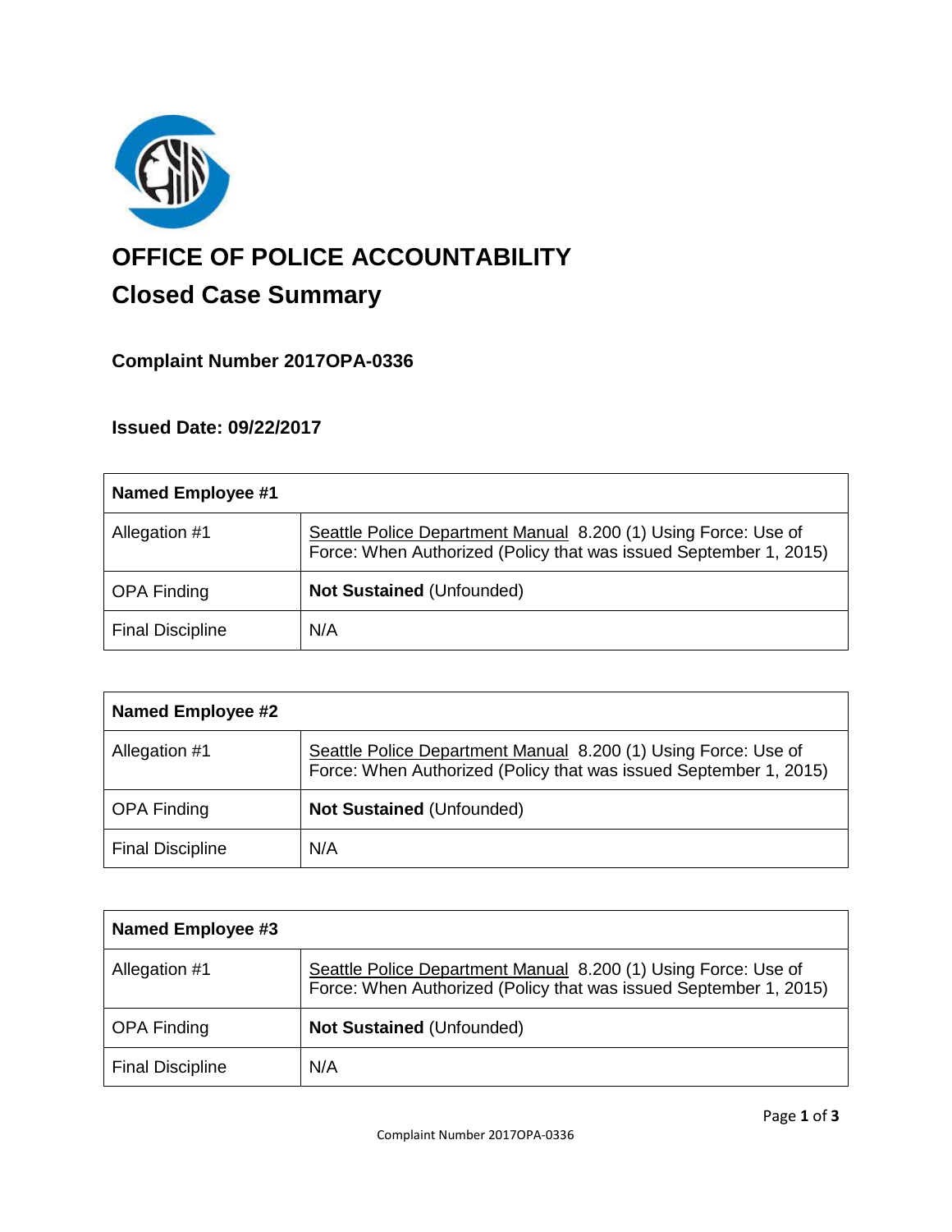# OFFICE OF POLICE ACCOUNTABILITY

## Closed Case Summary

### Complaint Number 2017OPA-0336

### Issued Date: 09/22/2017

| **Named Employee #1** | |
|---|---|
| Allegation #1 | Seattle Police Department Manual 8.200 (1) Using Force: Use of Force: When Authorized (Policy that was issued September 1, 2015) |
| OPA Finding | **Not Sustained** (Unfounded) |
| Final Discipline | N/A |

| **Named Employee #2** | |
|---|---|
| Allegation #1 | Seattle Police Department Manual 8.200 (1) Using Force: Use of Force: When Authorized (Policy that was issued September 1, 2015) |
| OPA Finding | **Not Sustained** (Unfounded) |
| Final Discipline | N/A |

| **Named Employee #3** | |
|---|---|
| Allegation #1 | Seattle Police Department Manual 8.200 (1) Using Force: Use of Force: When Authorized (Policy that was issued September 1, 2015) |
| OPA Finding | **Not Sustained** (Unfounded) |
| Final Discipline | N/A |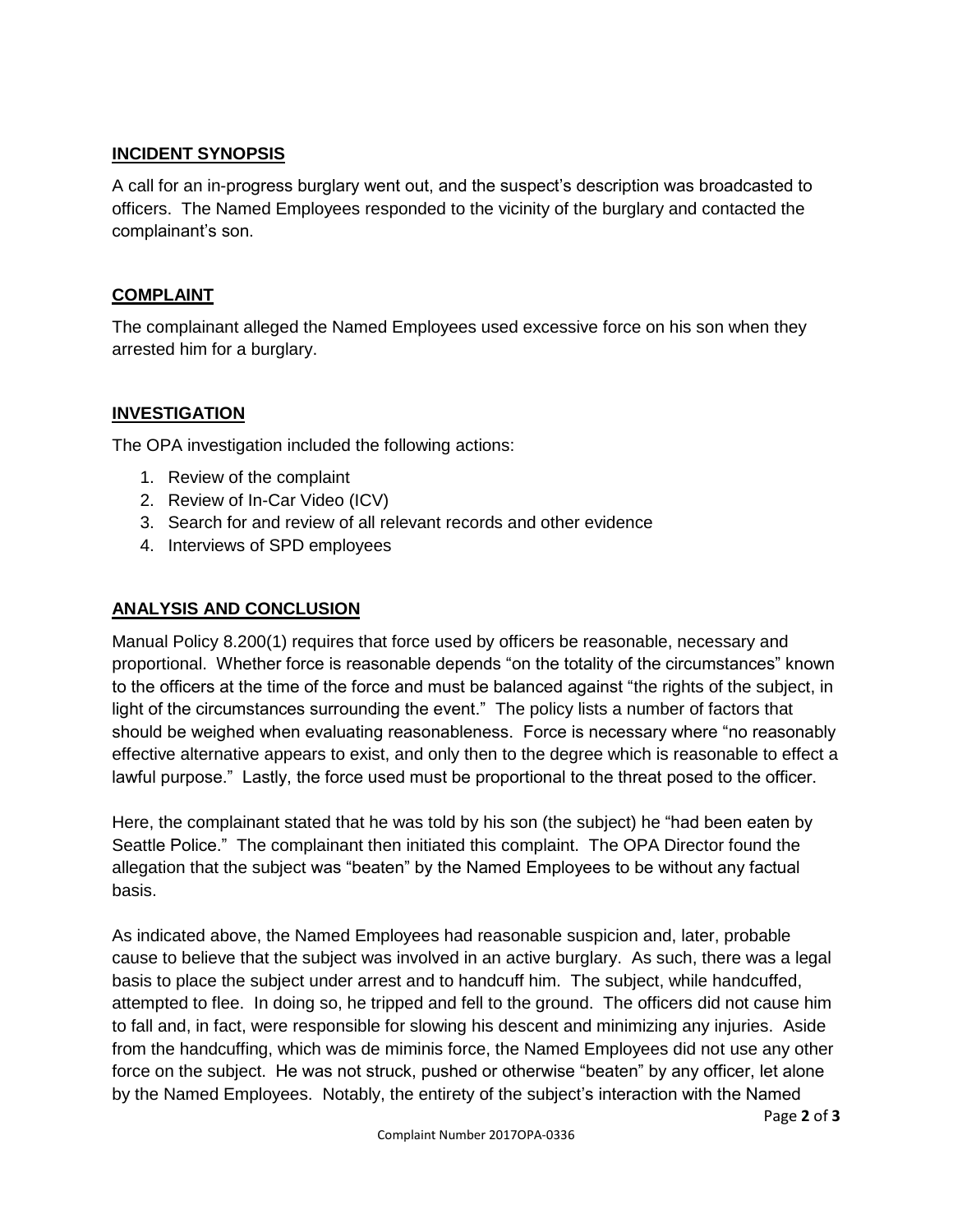## INCIDENT SYNOPSIS

A call for an in-progress burglary went out, and the suspect's description was broadcasted to officers. The Named Employees responded to the vicinity of the burglary and contacted the complainant's son.

## COMPLAINT

The complainant alleged the Named Employees used excessive force on his son when they arrested him for a burglary.

## INVESTIGATION

The OPA investigation included the following actions:

1. Review of the complaint
2. Review of In-Car Video (ICV)
3. Search for and review of all relevant records and other evidence
4. Interviews of SPD employees

## ANALYSIS AND CONCLUSION

Manual Policy 8.200(1) requires that force used by officers be reasonable, necessary and proportional. Whether force is reasonable depends "on the totality of the circumstances" known to the officers at the time of the force and must be balanced against "the rights of the subject, in light of the circumstances surrounding the event." The policy lists a number of factors that should be weighed when evaluating reasonableness. Force is necessary where "no reasonably effective alternative appears to exist, and only then to the degree which is reasonable to effect a lawful purpose." Lastly, the force used must be proportional to the threat posed to the officer.

Here, the complainant stated that he was told by his son (the subject) he "had been eaten by Seattle Police." The complainant then initiated this complaint. The OPA Director found the allegation that the subject was "beaten" by the Named Employees to be without any factual basis.

As indicated above, the Named Employees had reasonable suspicion and, later, probable cause to believe that the subject was involved in an active burglary. As such, there was a legal basis to place the subject under arrest and to handcuff him. The subject, while handcuffed, attempted to flee. In doing so, he tripped and fell to the ground. The officers did not cause him to fall and, in fact, were responsible for slowing his descent and minimizing any injuries. Aside from the handcuffing, which was de miminis force, the Named Employees did not use any other force on the subject. He was not struck, pushed or otherwise "beaten" by any officer, let alone by the Named Employees. Notably, the entirety of the subject's interaction with the Named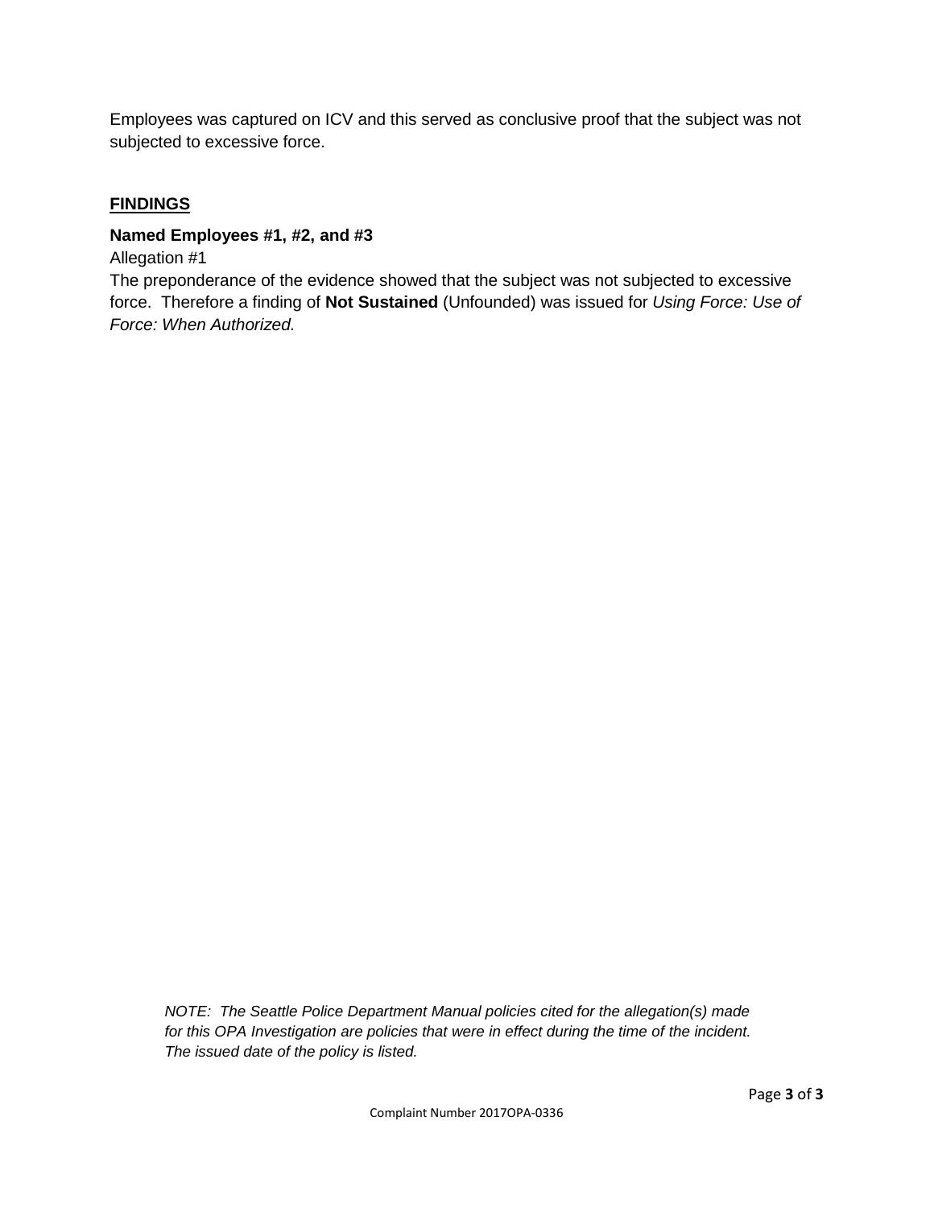Employees was captured on ICV and this served as conclusive proof that the subject was not subjected to excessive force.

## FINDINGS

**Named Employees #1, #2, and #3**

Allegation #1

The preponderance of the evidence showed that the subject was not subjected to excessive force. Therefore a finding of **Not Sustained** (Unfounded) was issued for *Using Force: Use of Force: When Authorized.*

*NOTE: The Seattle Police Department Manual policies cited for the allegation(s) made for this OPA Investigation are policies that were in effect during the time of the incident. The issued date of the policy is listed.*

Complaint Number 2017OPA-0336